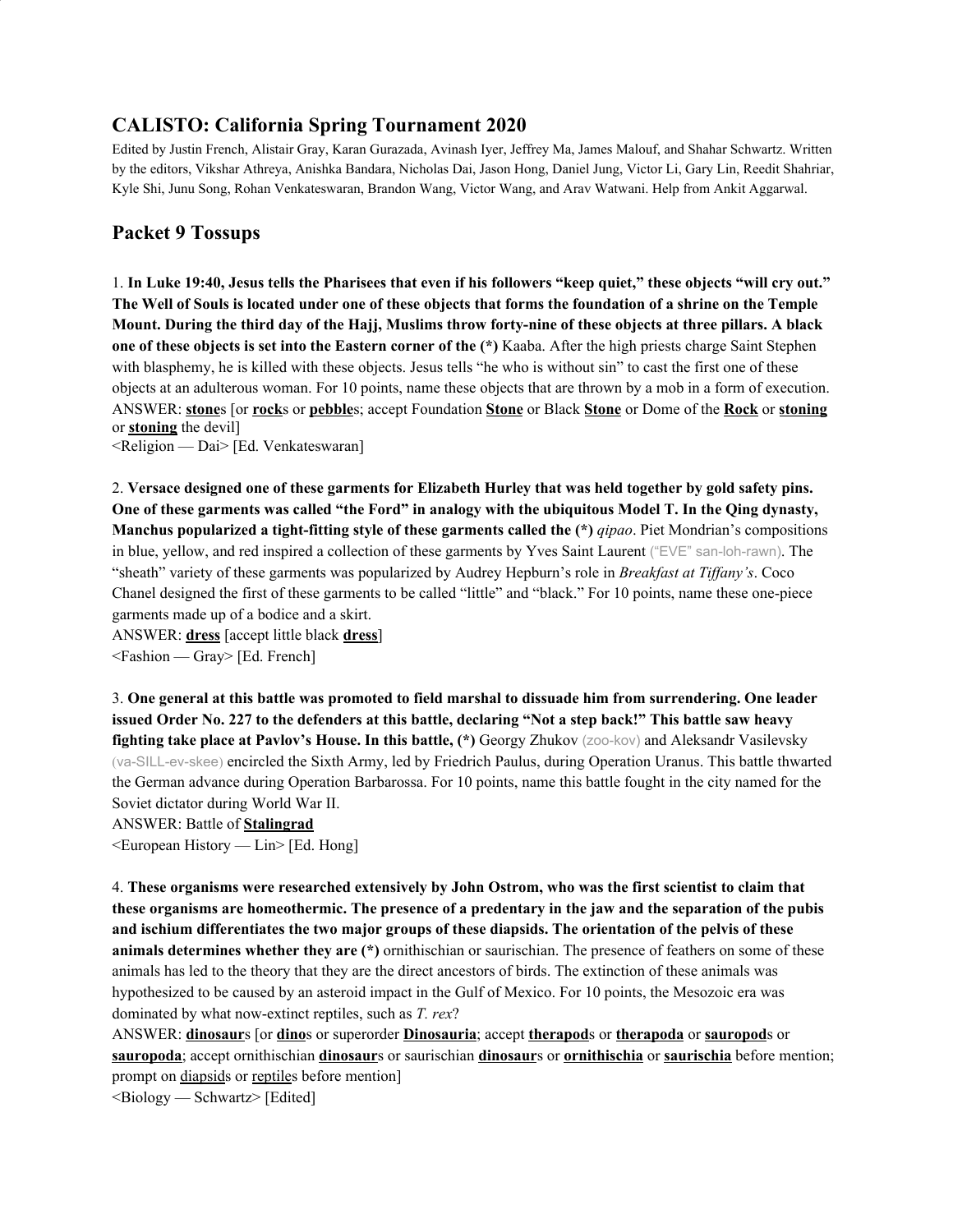# CALISTO: California Spring Tournament 2020

Edited by Justin French, Alistair Gray, Karan Gurazada, Avinash Iyer, Jeffrey Ma, James Malouf, and Shahar Schwartz. Written by the editors, Vikshar Athreya, Anishka Bandara, Nicholas Dai, Jason Hong, Daniel Jung, Victor Li, Gary Lin, Reedit Shahriar, Kyle Shi, Junu Song, Rohan Venkateswaran, Brandon Wang, Victor Wang, and Arav Watwani. Help from Ankit Aggarwal.

## Packet 9 Tossups

1. **In Luke 19:40, Jesus tells the Pharisees that even if his followers "keep quiet," these objects "will cry out." The Well of Souls is located under one of these objects that forms the foundation of a shrine on the Temple Mount. During the third day of the Hajj, Muslims throw forty-nine of these objects at three pillars. A black one of these objects is set into the Eastern corner of the (*)** Kaaba. After the high priests charge Saint Stephen with blasphemy, he is killed with these objects. Jesus tells "he who is without sin" to cast the first one of these objects at an adulterous woman. For 10 points, name these objects that are thrown by a mob in a form of execution.
ANSWER: **stone**s [or **rock**s or **pebble**s; accept Foundation **Stone** or Black **Stone** or Dome of the **Rock** or **stoning** or **stoning** the devil]
<Religion — Dai> [Ed. Venkateswaran]

2. **Versace designed one of these garments for Elizabeth Hurley that was held together by gold safety pins. One of these garments was called "the Ford" in analogy with the ubiquitous Model T. In the Qing dynasty, Manchus popularized a tight-fitting style of these garments called the (*)** *qipao*. Piet Mondrian's compositions in blue, yellow, and red inspired a collection of these garments by Yves Saint Laurent ("EVE" san-loh-rawn). The "sheath" variety of these garments was popularized by Audrey Hepburn's role in *Breakfast at Tiffany's*. Coco Chanel designed the first of these garments to be called "little" and "black." For 10 points, name these one-piece garments made up of a bodice and a skirt.
ANSWER: **dress** [accept little black **dress**]
<Fashion — Gray> [Ed. French]

3. **One general at this battle was promoted to field marshal to dissuade him from surrendering. One leader issued Order No. 227 to the defenders at this battle, declaring "Not a step back!" This battle saw heavy fighting take place at Pavlov's House. In this battle, (*)** Georgy Zhukov (zoo-kov) and Aleksandr Vasilevsky (va-SILL-ev-skee) encircled the Sixth Army, led by Friedrich Paulus, during Operation Uranus. This battle thwarted the German advance during Operation Barbarossa. For 10 points, name this battle fought in the city named for the Soviet dictator during World War II.
ANSWER: Battle of **Stalingrad**
<European History — Lin> [Ed. Hong]

4. **These organisms were researched extensively by John Ostrom, who was the first scientist to claim that these organisms are homeothermic. The presence of a predentary in the jaw and the separation of the pubis and ischium differentiates the two major groups of these diapsids. The orientation of the pelvis of these animals determines whether they are (*)** ornithischian or saurischian. The presence of feathers on some of these animals has led to the theory that they are the direct ancestors of birds. The extinction of these animals was hypothesized to be caused by an asteroid impact in the Gulf of Mexico. For 10 points, the Mesozoic era was dominated by what now-extinct reptiles, such as *T. rex*?
ANSWER: **dinosaur**s [or **dino**s or superorder **Dinosauria**; accept **therapod**s or **therapoda** or **sauropod**s or **sauropoda**; accept ornithischian **dinosaur**s or saurischian **dinosaur**s or **ornithischia** or **saurischia** before mention; prompt on diapsids or reptiles before mention]
<Biology — Schwartz> [Edited]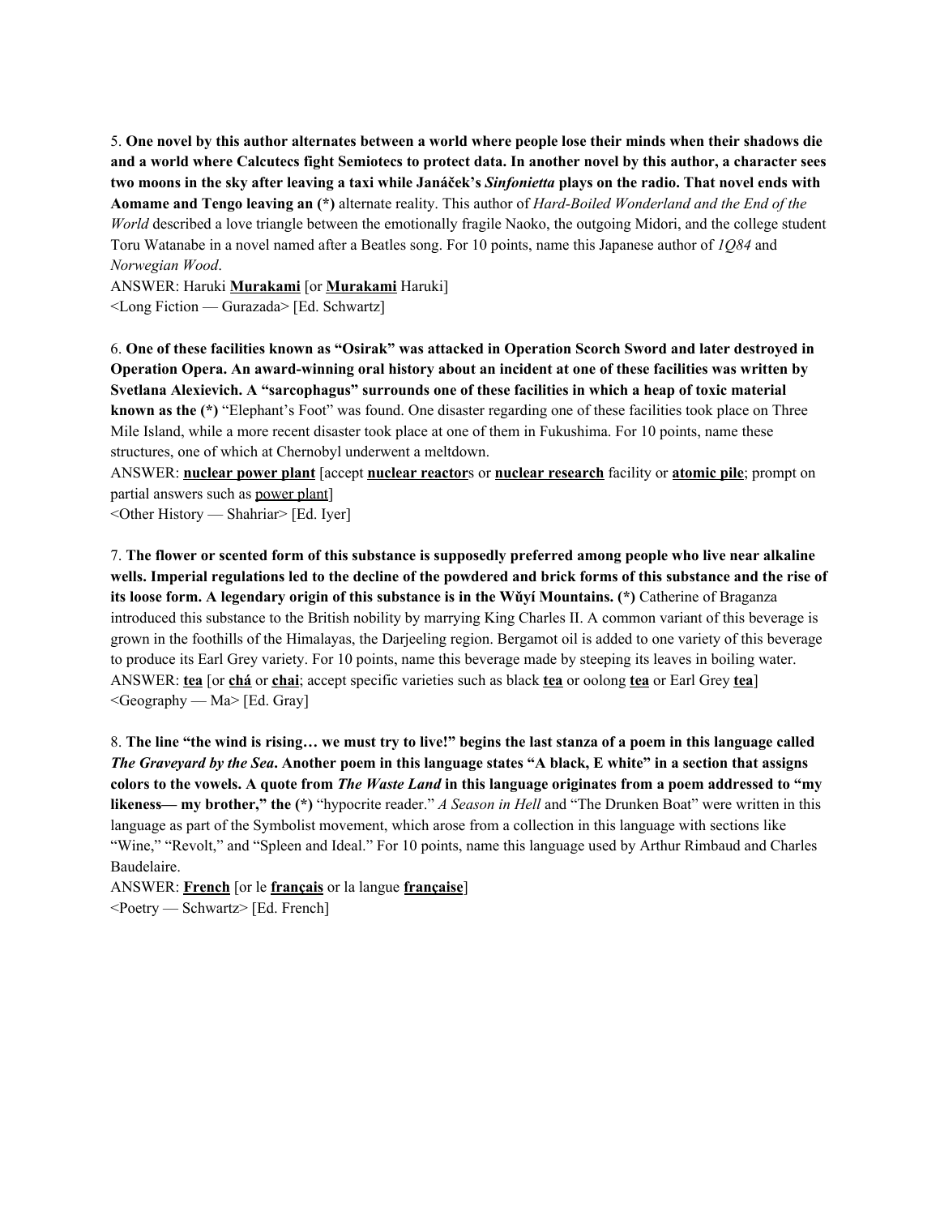5. **One novel by this author alternates between a world where people lose their minds when their shadows die and a world where Calcutecs fight Semiotecs to protect data. In another novel by this author, a character sees two moons in the sky after leaving a taxi while Janáček's *Sinfonietta* plays on the radio. That novel ends with Aomame and Tengo leaving an (*)** alternate reality. This author of *Hard-Boiled Wonderland and the End of the World* described a love triangle between the emotionally fragile Naoko, the outgoing Midori, and the college student Toru Watanabe in a novel named after a Beatles song. For 10 points, name this Japanese author of *1Q84* and *Norwegian Wood*.

ANSWER: Haruki **Murakami** [or **Murakami** Haruki]

<Long Fiction — Gurazada> [Ed. Schwartz]

6. **One of these facilities known as "Osirak" was attacked in Operation Scorch Sword and later destroyed in Operation Opera. An award-winning oral history about an incident at one of these facilities was written by Svetlana Alexievich. A "sarcophagus" surrounds one of these facilities in which a heap of toxic material known as the (*)** "Elephant's Foot" was found. One disaster regarding one of these facilities took place on Three Mile Island, while a more recent disaster took place at one of them in Fukushima. For 10 points, name these structures, one of which at Chernobyl underwent a meltdown.

ANSWER: **nuclear power plant** [accept **nuclear reactor**s or **nuclear research** facility or **atomic pile**; prompt on partial answers such as power plant]

<Other History — Shahriar> [Ed. Iyer]

7. **The flower or scented form of this substance is supposedly preferred among people who live near alkaline wells. Imperial regulations led to the decline of the powdered and brick forms of this substance and the rise of its loose form. A legendary origin of this substance is in the Wǔyí Mountains. (*)** Catherine of Braganza introduced this substance to the British nobility by marrying King Charles II. A common variant of this beverage is grown in the foothills of the Himalayas, the Darjeeling region. Bergamot oil is added to one variety of this beverage to produce its Earl Grey variety. For 10 points, name this beverage made by steeping its leaves in boiling water.

ANSWER: **tea** [or **chá** or **chai**; accept specific varieties such as black **tea** or oolong **tea** or Earl Grey **tea**]

<Geography — Ma> [Ed. Gray]

8. **The line "the wind is rising… we must try to live!" begins the last stanza of a poem in this language called *The Graveyard by the Sea*. Another poem in this language states "A black, E white" in a section that assigns colors to the vowels. A quote from *The Waste Land* in this language originates from a poem addressed to "my likeness— my brother," the (*)** "hypocrite reader." *A Season in Hell* and "The Drunken Boat" were written in this language as part of the Symbolist movement, which arose from a collection in this language with sections like "Wine," "Revolt," and "Spleen and Ideal." For 10 points, name this language used by Arthur Rimbaud and Charles Baudelaire.

ANSWER: **French** [or le **français** or la langue **française**]

<Poetry — Schwartz> [Ed. French]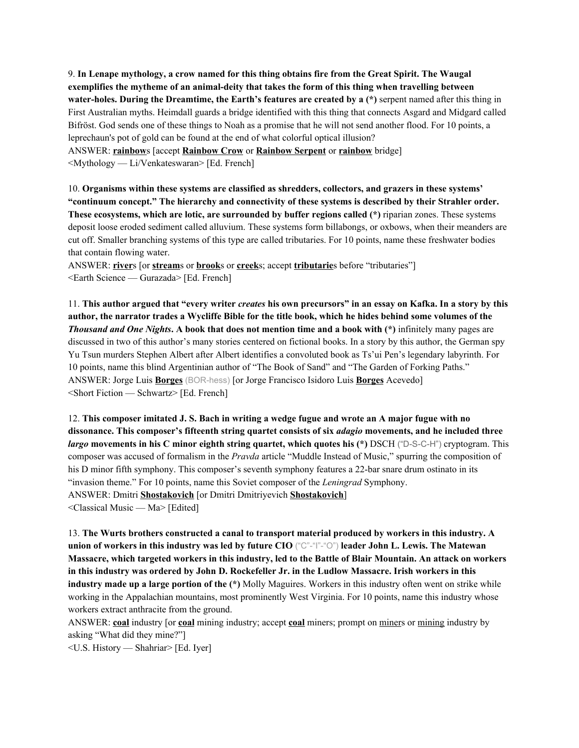9. **In Lenape mythology, a crow named for this thing obtains fire from the Great Spirit. The Waugal exemplifies the mytheme of an animal-deity that takes the form of this thing when travelling between water-holes. During the Dreamtime, the Earth's features are created by a (*)** serpent named after this thing in First Australian myths. Heimdall guards a bridge identified with this thing that connects Asgard and Midgard called Bifröst. God sends one of these things to Noah as a promise that he will not send another flood. For 10 points, a leprechaun's pot of gold can be found at the end of what colorful optical illusion?
ANSWER: **rainbow**s [accept **Rainbow Crow** or **Rainbow Serpent** or **rainbow** bridge]
<Mythology — Li/Venkateswaran> [Ed. French]

10. **Organisms within these systems are classified as shredders, collectors, and grazers in these systems' "continuum concept." The hierarchy and connectivity of these systems is described by their Strahler order. These ecosystems, which are lotic, are surrounded by buffer regions called (*)** riparian zones. These systems deposit loose eroded sediment called alluvium. These systems form billabongs, or oxbows, when their meanders are cut off. Smaller branching systems of this type are called tributaries. For 10 points, name these freshwater bodies that contain flowing water.
ANSWER: **river**s [or **stream**s or **brook**s or **creek**s; accept **tributarie**s before "tributaries"]
<Earth Science — Gurazada> [Ed. French]

11. **This author argued that "every writer *creates* his own precursors" in an essay on Kafka. In a story by this author, the narrator trades a Wycliffe Bible for the title book, which he hides behind some volumes of the *Thousand and One Nights*. A book that does not mention time and a book with (*)** infinitely many pages are discussed in two of this author's many stories centered on fictional books. In a story by this author, the German spy Yu Tsun murders Stephen Albert after Albert identifies a convoluted book as Ts'ui Pen's legendary labyrinth. For 10 points, name this blind Argentinian author of "The Book of Sand" and "The Garden of Forking Paths."
ANSWER: Jorge Luis **Borges** (BOR-hess) [or Jorge Francisco Isidoro Luis **Borges** Acevedo]
<Short Fiction — Schwartz> [Ed. French]

12. **This composer imitated J. S. Bach in writing a wedge fugue and wrote an A major fugue with no dissonance. This composer's fifteenth string quartet consists of six *adagio* movements, and he included three *largo* movements in his C minor eighth string quartet, which quotes his (*)** DSCH ("D-S-C-H") cryptogram. This composer was accused of formalism in the *Pravda* article "Muddle Instead of Music," spurring the composition of his D minor fifth symphony. This composer's seventh symphony features a 22-bar snare drum ostinato in its "invasion theme." For 10 points, name this Soviet composer of the *Leningrad* Symphony.
ANSWER: Dmitri **Shostakovich** [or Dmitri Dmitriyevich **Shostakovich**]
<Classical Music — Ma> [Edited]

13. **The Wurts brothers constructed a canal to transport material produced by workers in this industry. A union of workers in this industry was led by future CIO ("C"-"I"-"O") leader John L. Lewis. The Matewan Massacre, which targeted workers in this industry, led to the Battle of Blair Mountain. An attack on workers in this industry was ordered by John D. Rockefeller Jr. in the Ludlow Massacre. Irish workers in this industry made up a large portion of the (*)** Molly Maguires. Workers in this industry often went on strike while working in the Appalachian mountains, most prominently West Virginia. For 10 points, name this industry whose workers extract anthracite from the ground.
ANSWER: **coal** industry [or **coal** mining industry; accept **coal** miners; prompt on miners or mining industry by asking "What did they mine?"]
<U.S. History — Shahriar> [Ed. Iyer]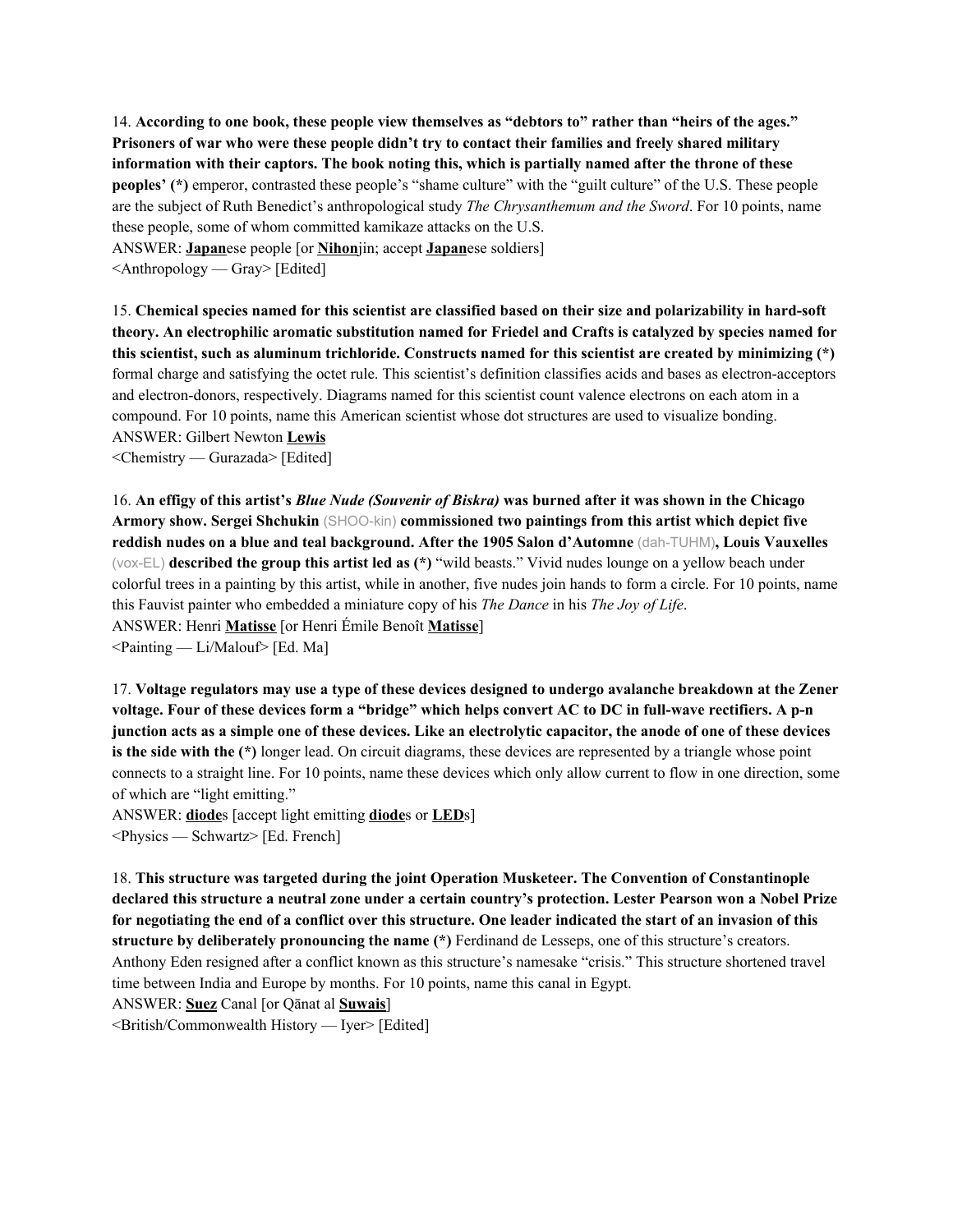14. **According to one book, these people view themselves as "debtors to" rather than "heirs of the ages." Prisoners of war who were these people didn't try to contact their families and freely shared military information with their captors. The book noting this, which is partially named after the throne of these peoples' (*)** emperor, contrasted these people's "shame culture" with the "guilt culture" of the U.S. These people are the subject of Ruth Benedict's anthropological study *The Chrysanthemum and the Sword*. For 10 points, name these people, some of whom committed kamikaze attacks on the U.S.
ANSWER: **<u>Japan</u>**ese people [or **<u>Nihon</u>**jin; accept **<u>Japan</u>**ese soldiers]
<Anthropology — Gray> [Edited]

15. **Chemical species named for this scientist are classified based on their size and polarizability in hard-soft theory. An electrophilic aromatic substitution named for Friedel and Crafts is catalyzed by species named for this scientist, such as aluminum trichloride. Constructs named for this scientist are created by minimizing (*)** formal charge and satisfying the octet rule. This scientist's definition classifies acids and bases as electron-acceptors and electron-donors, respectively. Diagrams named for this scientist count valence electrons on each atom in a compound. For 10 points, name this American scientist whose dot structures are used to visualize bonding.
ANSWER: Gilbert Newton **<u>Lewis</u>**
<Chemistry — Gurazada> [Edited]

16. **An effigy of this artist's *Blue Nude (Souvenir of Biskra)* was burned after it was shown in the Chicago Armory show. Sergei Shchukin** (SHOO-kin) **commissioned two paintings from this artist which depict five reddish nudes on a blue and teal background. After the 1905 Salon d'Automne** (dah-TUHM)**, Louis Vauxelles** (vox-EL) **described the group this artist led as (*)** "wild beasts." Vivid nudes lounge on a yellow beach under colorful trees in a painting by this artist, while in another, five nudes join hands to form a circle. For 10 points, name this Fauvist painter who embedded a miniature copy of his *The Dance* in his *The Joy of Life*.
ANSWER: Henri **<u>Matisse</u>** [or Henri Émile Benoît **<u>Matisse</u>**]
<Painting — Li/Malouf> [Ed. Ma]

17. **Voltage regulators may use a type of these devices designed to undergo avalanche breakdown at the Zener voltage. Four of these devices form a "bridge" which helps convert AC to DC in full-wave rectifiers. A p-n junction acts as a simple one of these devices. Like an electrolytic capacitor, the anode of one of these devices is the side with the (*)** longer lead. On circuit diagrams, these devices are represented by a triangle whose point connects to a straight line. For 10 points, name these devices which only allow current to flow in one direction, some of which are "light emitting."
ANSWER: **<u>diode</u>**s [accept light emitting **<u>diode</u>**s or **<u>LED</u>**s]
<Physics — Schwartz> [Ed. French]

18. **This structure was targeted during the joint Operation Musketeer. The Convention of Constantinople declared this structure a neutral zone under a certain country's protection. Lester Pearson won a Nobel Prize for negotiating the end of a conflict over this structure. One leader indicated the start of an invasion of this structure by deliberately pronouncing the name (*)** Ferdinand de Lesseps, one of this structure's creators. Anthony Eden resigned after a conflict known as this structure's namesake "crisis." This structure shortened travel time between India and Europe by months. For 10 points, name this canal in Egypt.
ANSWER: **<u>Suez</u>** Canal [or Qānat al **<u>Suwais</u>**]
<British/Commonwealth History — Iyer> [Edited]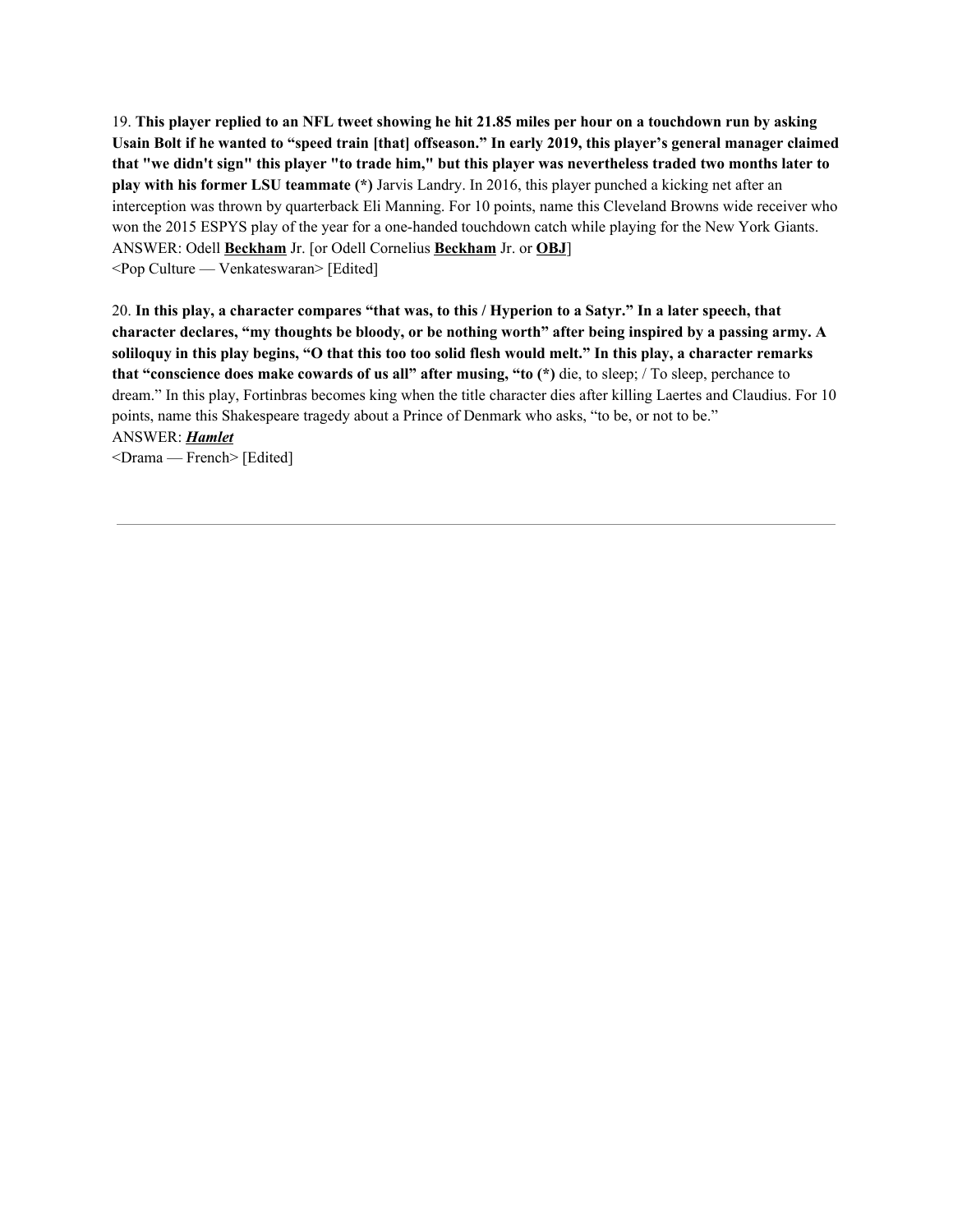19. **This player replied to an NFL tweet showing he hit 21.85 miles per hour on a touchdown run by asking Usain Bolt if he wanted to "speed train [that] offseason." In early 2019, this player's general manager claimed that "we didn't sign" this player "to trade him," but this player was nevertheless traded two months later to play with his former LSU teammate (*)** Jarvis Landry. In 2016, this player punched a kicking net after an interception was thrown by quarterback Eli Manning. For 10 points, name this Cleveland Browns wide receiver who won the 2015 ESPYS play of the year for a one-handed touchdown catch while playing for the New York Giants.
ANSWER: Odell **Beckham** Jr. [or Odell Cornelius **Beckham** Jr. or **OBJ**]
<Pop Culture — Venkateswaran> [Edited]

20. **In this play, a character compares "that was, to this / Hyperion to a Satyr." In a later speech, that character declares, "my thoughts be bloody, or be nothing worth" after being inspired by a passing army. A soliloquy in this play begins, "O that this too too solid flesh would melt." In this play, a character remarks that "conscience does make cowards of us all" after musing, "to (*)** die, to sleep; / To sleep, perchance to dream." In this play, Fortinbras becomes king when the title character dies after killing Laertes and Claudius. For 10 points, name this Shakespeare tragedy about a Prince of Denmark who asks, "to be, or not to be."
ANSWER: ***Hamlet***
<Drama — French> [Edited]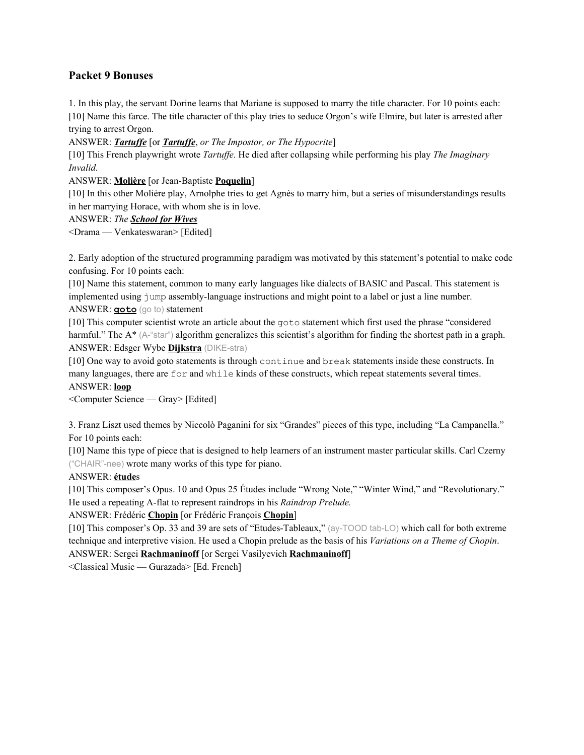# Packet 9 Bonuses

1. In this play, the servant Dorine learns that Mariane is supposed to marry the title character. For 10 points each:
[10] Name this farce. The title character of this play tries to seduce Orgon's wife Elmire, but later is arrested after trying to arrest Orgon.
ANSWER: ***Tartuffe*** [or ***Tartuffe***, *or The Impostor, or The Hypocrite*]
[10] This French playwright wrote *Tartuffe*. He died after collapsing while performing his play *The Imaginary Invalid*.
ANSWER: **Molière** [or Jean-Baptiste **Poquelin**]
[10] In this other Molière play, Arnolphe tries to get Agnès to marry him, but a series of misunderstandings results in her marrying Horace, with whom she is in love.
ANSWER: *The* ***School for Wives***
<Drama — Venkateswaran> [Edited]

2. Early adoption of the structured programming paradigm was motivated by this statement's potential to make code confusing. For 10 points each:
[10] Name this statement, common to many early languages like dialects of BASIC and Pascal. This statement is implemented using `jump` assembly-language instructions and might point to a label or just a line number.
ANSWER: **`goto`** (go to) statement
[10] This computer scientist wrote an article about the `goto` statement which first used the phrase "considered harmful." The A* (A-"star") algorithm generalizes this scientist's algorithm for finding the shortest path in a graph.
ANSWER: Edsger Wybe **Dijkstra** (DIKE-stra)
[10] One way to avoid goto statements is through `continue` and `break` statements inside these constructs. In many languages, there are `for` and `while` kinds of these constructs, which repeat statements several times.
ANSWER: **loop**
<Computer Science — Gray> [Edited]

3. Franz Liszt used themes by Niccolò Paganini for six "Grandes" pieces of this type, including "La Campanella." For 10 points each:
[10] Name this type of piece that is designed to help learners of an instrument master particular skills. Carl Czerny ("CHAIR"-nee) wrote many works of this type for piano.
ANSWER: **étude**s
[10] This composer's Opus. 10 and Opus 25 Études include "Wrong Note," "Winter Wind," and "Revolutionary." He used a repeating A-flat to represent raindrops in his *Raindrop Prelude.*
ANSWER: Frédéric **Chopin** [or Frédéric François **Chopin**]
[10] This composer's Op. 33 and 39 are sets of "Etudes-Tableaux," (ay-TOOD tab-LO) which call for both extreme technique and interpretive vision. He used a Chopin prelude as the basis of his *Variations on a Theme of Chopin*.
ANSWER: Sergei **Rachmaninoff** [or Sergei Vasilyevich **Rachmaninoff**]
<Classical Music — Gurazada> [Ed. French]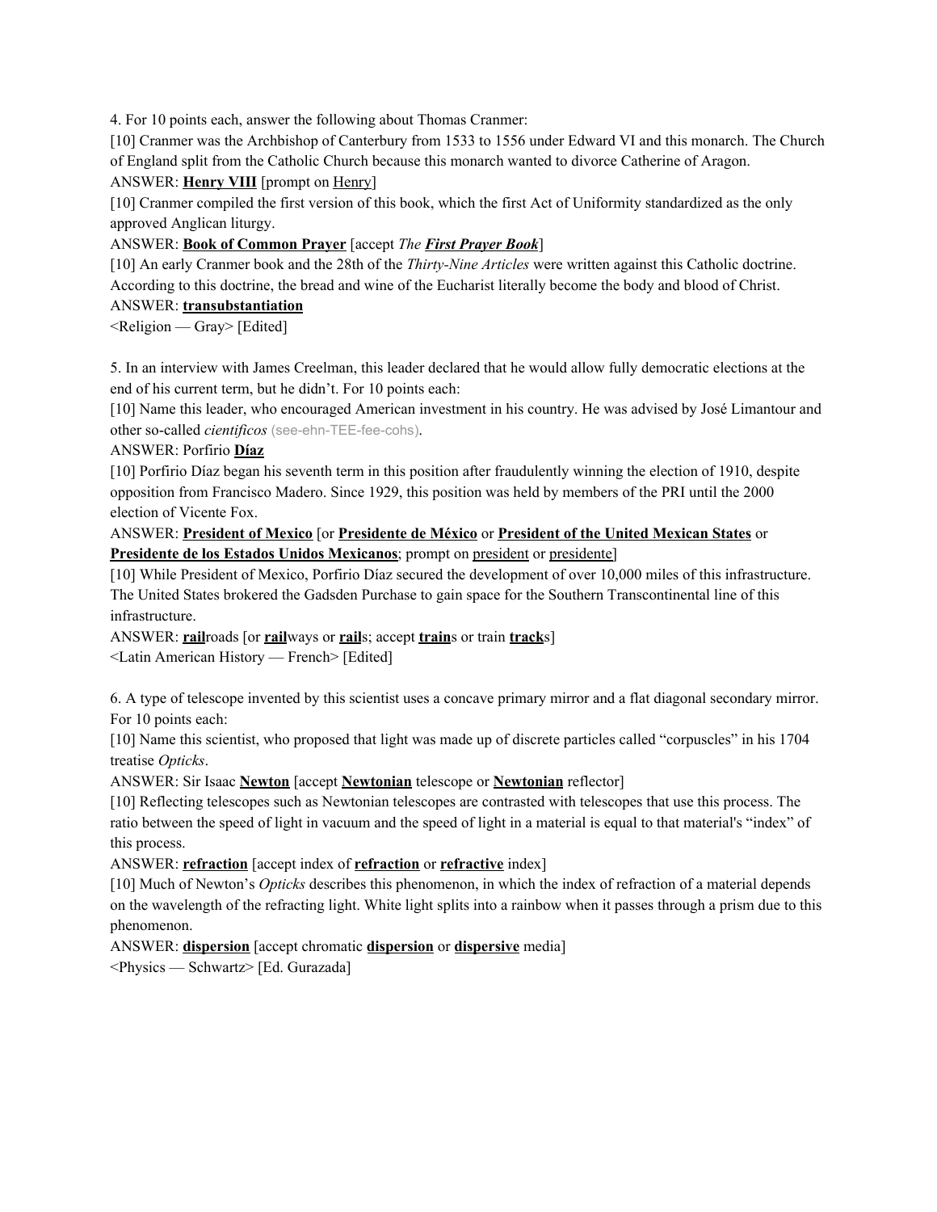4. For 10 points each, answer the following about Thomas Cranmer:

[10] Cranmer was the Archbishop of Canterbury from 1533 to 1556 under Edward VI and this monarch. The Church of England split from the Catholic Church because this monarch wanted to divorce Catherine of Aragon.

ANSWER: **Henry VIII** [prompt on Henry]

[10] Cranmer compiled the first version of this book, which the first Act of Uniformity standardized as the only approved Anglican liturgy.

ANSWER: **Book of Common Prayer** [accept *The **First Prayer Book***]

[10] An early Cranmer book and the 28th of the *Thirty-Nine Articles* were written against this Catholic doctrine. According to this doctrine, the bread and wine of the Eucharist literally become the body and blood of Christ.

ANSWER: **transubstantiation**

<Religion — Gray> [Edited]

5. In an interview with James Creelman, this leader declared that he would allow fully democratic elections at the end of his current term, but he didn't. For 10 points each:

[10] Name this leader, who encouraged American investment in his country. He was advised by José Limantour and other so-called *cientificos* (see-ehn-TEE-fee-cohs).

ANSWER: Porfirio **Díaz**

[10] Porfirio Díaz began his seventh term in this position after fraudulently winning the election of 1910, despite opposition from Francisco Madero. Since 1929, this position was held by members of the PRI until the 2000 election of Vicente Fox.

ANSWER: **President of Mexico** [or **Presidente de México** or **President of the United Mexican States** or **Presidente de los Estados Unidos Mexicanos**; prompt on president or presidente]

[10] While President of Mexico, Porfirio Díaz secured the development of over 10,000 miles of this infrastructure. The United States brokered the Gadsden Purchase to gain space for the Southern Transcontinental line of this infrastructure.

ANSWER: **rail**roads [or **rail**ways or **rail**s; accept **train**s or train **track**s]

<Latin American History — French> [Edited]

6. A type of telescope invented by this scientist uses a concave primary mirror and a flat diagonal secondary mirror. For 10 points each:

[10] Name this scientist, who proposed that light was made up of discrete particles called "corpuscles" in his 1704 treatise *Opticks*.

ANSWER: Sir Isaac **Newton** [accept **Newtonian** telescope or **Newtonian** reflector]

[10] Reflecting telescopes such as Newtonian telescopes are contrasted with telescopes that use this process. The ratio between the speed of light in vacuum and the speed of light in a material is equal to that material's "index" of this process.

ANSWER: **refraction** [accept index of **refraction** or **refractive** index]

[10] Much of Newton's *Opticks* describes this phenomenon, in which the index of refraction of a material depends on the wavelength of the refracting light. White light splits into a rainbow when it passes through a prism due to this phenomenon.

ANSWER: **dispersion** [accept chromatic **dispersion** or **dispersive** media]

<Physics — Schwartz> [Ed. Gurazada]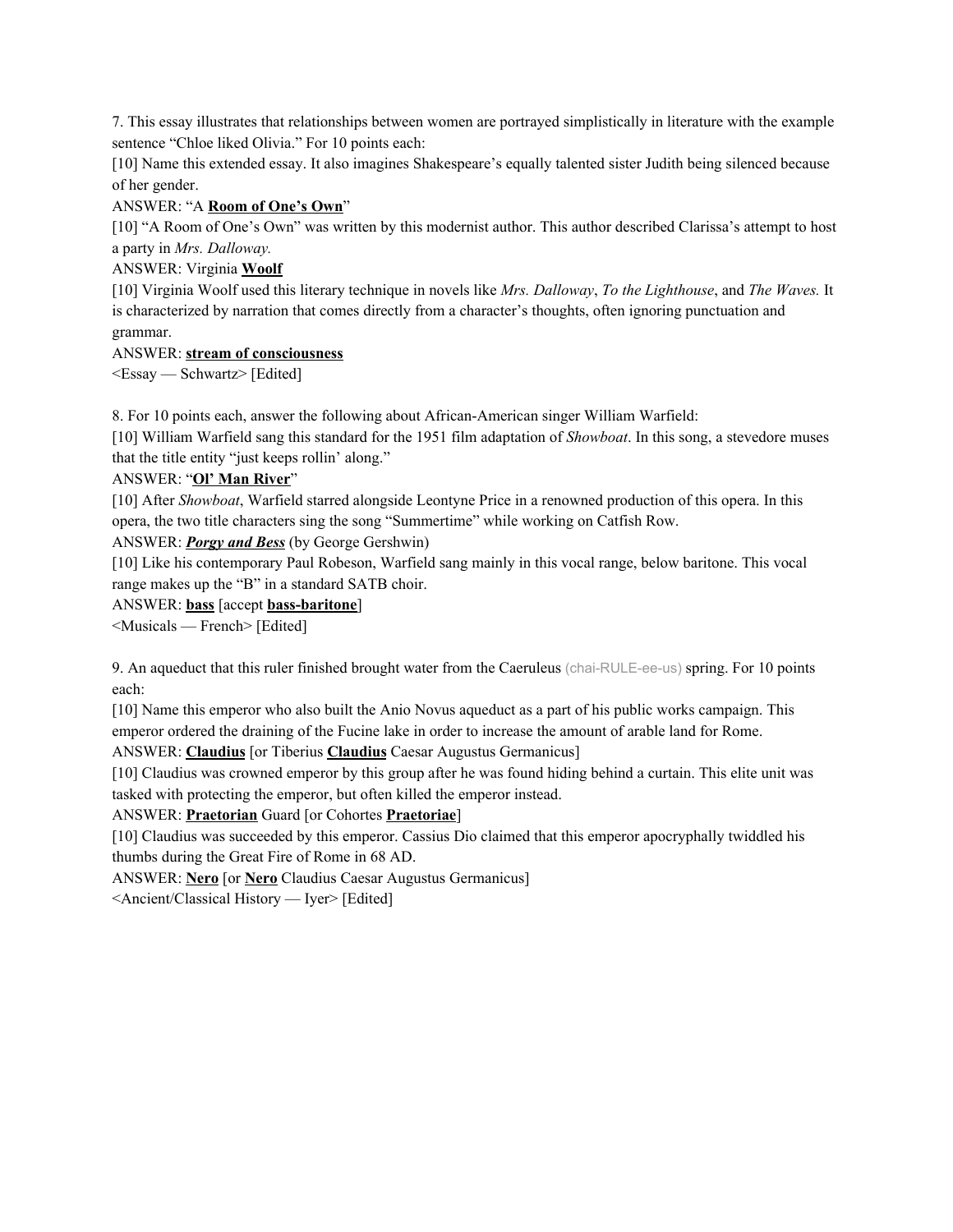7. This essay illustrates that relationships between women are portrayed simplistically in literature with the example sentence "Chloe liked Olivia." For 10 points each:

[10] Name this extended essay. It also imagines Shakespeare's equally talented sister Judith being silenced because of her gender.

ANSWER: "A **Room of One's Own**"

[10] "A Room of One's Own" was written by this modernist author. This author described Clarissa's attempt to host a party in *Mrs. Dalloway.*

ANSWER: Virginia **Woolf**

[10] Virginia Woolf used this literary technique in novels like *Mrs. Dalloway*, *To the Lighthouse*, and *The Waves.* It is characterized by narration that comes directly from a character's thoughts, often ignoring punctuation and grammar.

ANSWER: **stream of consciousness**

<Essay — Schwartz> [Edited]

8. For 10 points each, answer the following about African-American singer William Warfield:

[10] William Warfield sang this standard for the 1951 film adaptation of *Showboat*. In this song, a stevedore muses that the title entity "just keeps rollin' along."

ANSWER: "**Ol' Man River**"

[10] After *Showboat*, Warfield starred alongside Leontyne Price in a renowned production of this opera. In this opera, the two title characters sing the song "Summertime" while working on Catfish Row.

ANSWER: ***Porgy and Bess*** (by George Gershwin)

[10] Like his contemporary Paul Robeson, Warfield sang mainly in this vocal range, below baritone. This vocal range makes up the "B" in a standard SATB choir.

ANSWER: **bass** [accept **bass-baritone**]

<Musicals — French> [Edited]

9. An aqueduct that this ruler finished brought water from the Caeruleus (chai-RULE-ee-us) spring. For 10 points each:

[10] Name this emperor who also built the Anio Novus aqueduct as a part of his public works campaign. This emperor ordered the draining of the Fucine lake in order to increase the amount of arable land for Rome.

ANSWER: **Claudius** [or Tiberius **Claudius** Caesar Augustus Germanicus]

[10] Claudius was crowned emperor by this group after he was found hiding behind a curtain. This elite unit was tasked with protecting the emperor, but often killed the emperor instead.

ANSWER: **Praetorian** Guard [or Cohortes **Praetoriae**]

[10] Claudius was succeeded by this emperor. Cassius Dio claimed that this emperor apocryphally twiddled his thumbs during the Great Fire of Rome in 68 AD.

ANSWER: **Nero** [or **Nero** Claudius Caesar Augustus Germanicus]

<Ancient/Classical History — Iyer> [Edited]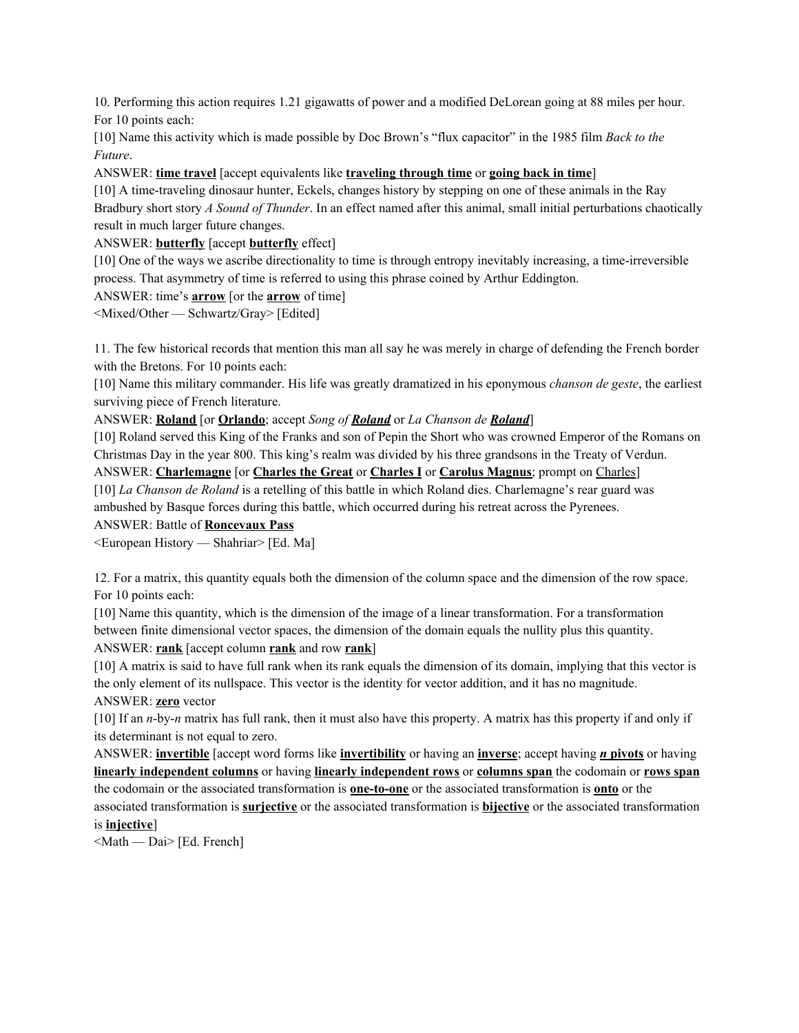10. Performing this action requires 1.21 gigawatts of power and a modified DeLorean going at 88 miles per hour. For 10 points each:

[10] Name this activity which is made possible by Doc Brown's "flux capacitor" in the 1985 film *Back to the Future*.

ANSWER: **time travel** [accept equivalents like **traveling through time** or **going back in time**]

[10] A time-traveling dinosaur hunter, Eckels, changes history by stepping on one of these animals in the Ray Bradbury short story *A Sound of Thunder*. In an effect named after this animal, small initial perturbations chaotically result in much larger future changes.

ANSWER: **butterfly** [accept **butterfly** effect]

[10] One of the ways we ascribe directionality to time is through entropy inevitably increasing, a time-irreversible process. That asymmetry of time is referred to using this phrase coined by Arthur Eddington.

ANSWER: time's **arrow** [or the **arrow** of time]

<Mixed/Other — Schwartz/Gray> [Edited]

11. The few historical records that mention this man all say he was merely in charge of defending the French border with the Bretons. For 10 points each:

[10] Name this military commander. His life was greatly dramatized in his eponymous *chanson de geste*, the earliest surviving piece of French literature.

ANSWER: **Roland** [or **Orlando**; accept *Song of **Roland*** or *La Chanson de **Roland***]

[10] Roland served this King of the Franks and son of Pepin the Short who was crowned Emperor of the Romans on Christmas Day in the year 800. This king's realm was divided by his three grandsons in the Treaty of Verdun.

ANSWER: **Charlemagne** [or **Charles the Great** or **Charles I** or **Carolus Magnus**; prompt on Charles]

[10] *La Chanson de Roland* is a retelling of this battle in which Roland dies. Charlemagne's rear guard was ambushed by Basque forces during this battle, which occurred during his retreat across the Pyrenees.

ANSWER: Battle of **Roncevaux Pass**

<European History — Shahriar> [Ed. Ma]

12. For a matrix, this quantity equals both the dimension of the column space and the dimension of the row space. For 10 points each:

[10] Name this quantity, which is the dimension of the image of a linear transformation. For a transformation between finite dimensional vector spaces, the dimension of the domain equals the nullity plus this quantity.

ANSWER: **rank** [accept column **rank** and row **rank**]

[10] A matrix is said to have full rank when its rank equals the dimension of its domain, implying that this vector is the only element of its nullspace. This vector is the identity for vector addition, and it has no magnitude.

ANSWER: **zero** vector

[10] If an $n$-by-$n$ matrix has full rank, then it must also have this property. A matrix has this property if and only if its determinant is not equal to zero.

ANSWER: **invertible** [accept word forms like **invertibility** or having an **inverse**; accept having ***n* pivots** or having **linearly independent columns** or having **linearly independent rows** or **columns span** the codomain or **rows span** the codomain or the associated transformation is **one-to-one** or the associated transformation is **onto** or the associated transformation is **surjective** or the associated transformation is **bijective** or the associated transformation is **injective**]

<Math — Dai> [Ed. French]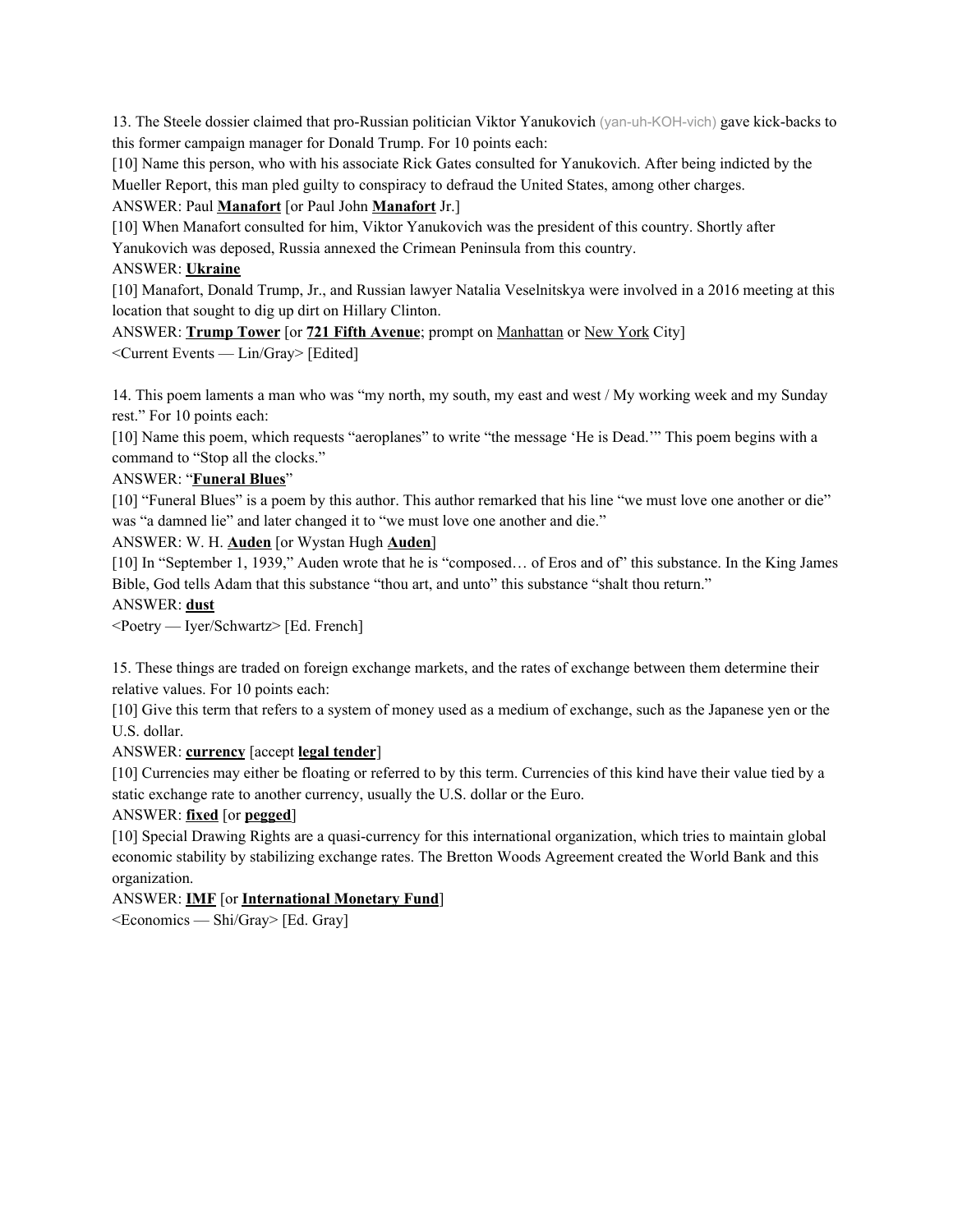13. The Steele dossier claimed that pro-Russian politician Viktor Yanukovich (yan-uh-KOH-vich) gave kick-backs to this former campaign manager for Donald Trump. For 10 points each:

[10] Name this person, who with his associate Rick Gates consulted for Yanukovich. After being indicted by the Mueller Report, this man pled guilty to conspiracy to defraud the United States, among other charges.

ANSWER: Paul **Manafort** [or Paul John **Manafort** Jr.]

[10] When Manafort consulted for him, Viktor Yanukovich was the president of this country. Shortly after Yanukovich was deposed, Russia annexed the Crimean Peninsula from this country.

ANSWER: **Ukraine**

[10] Manafort, Donald Trump, Jr., and Russian lawyer Natalia Veselnitskya were involved in a 2016 meeting at this location that sought to dig up dirt on Hillary Clinton.

ANSWER: **Trump Tower** [or **721 Fifth Avenue**; prompt on Manhattan or New York City]

<Current Events — Lin/Gray> [Edited]

14. This poem laments a man who was "my north, my south, my east and west / My working week and my Sunday rest." For 10 points each:

[10] Name this poem, which requests "aeroplanes" to write "the message 'He is Dead.'" This poem begins with a command to "Stop all the clocks."

ANSWER: "**Funeral Blues**"

[10] "Funeral Blues" is a poem by this author. This author remarked that his line "we must love one another or die" was "a damned lie" and later changed it to "we must love one another and die."

ANSWER: W. H. **Auden** [or Wystan Hugh **Auden**]

[10] In "September 1, 1939," Auden wrote that he is "composed… of Eros and of" this substance. In the King James Bible, God tells Adam that this substance "thou art, and unto" this substance "shalt thou return."

ANSWER: **dust**

<Poetry — Iyer/Schwartz> [Ed. French]

15. These things are traded on foreign exchange markets, and the rates of exchange between them determine their relative values. For 10 points each:

[10] Give this term that refers to a system of money used as a medium of exchange, such as the Japanese yen or the U.S. dollar.

ANSWER: **currency** [accept **legal tender**]

[10] Currencies may either be floating or referred to by this term. Currencies of this kind have their value tied by a static exchange rate to another currency, usually the U.S. dollar or the Euro.

ANSWER: **fixed** [or **pegged**]

[10] Special Drawing Rights are a quasi-currency for this international organization, which tries to maintain global economic stability by stabilizing exchange rates. The Bretton Woods Agreement created the World Bank and this organization.

ANSWER: **IMF** [or **International Monetary Fund**]

<Economics — Shi/Gray> [Ed. Gray]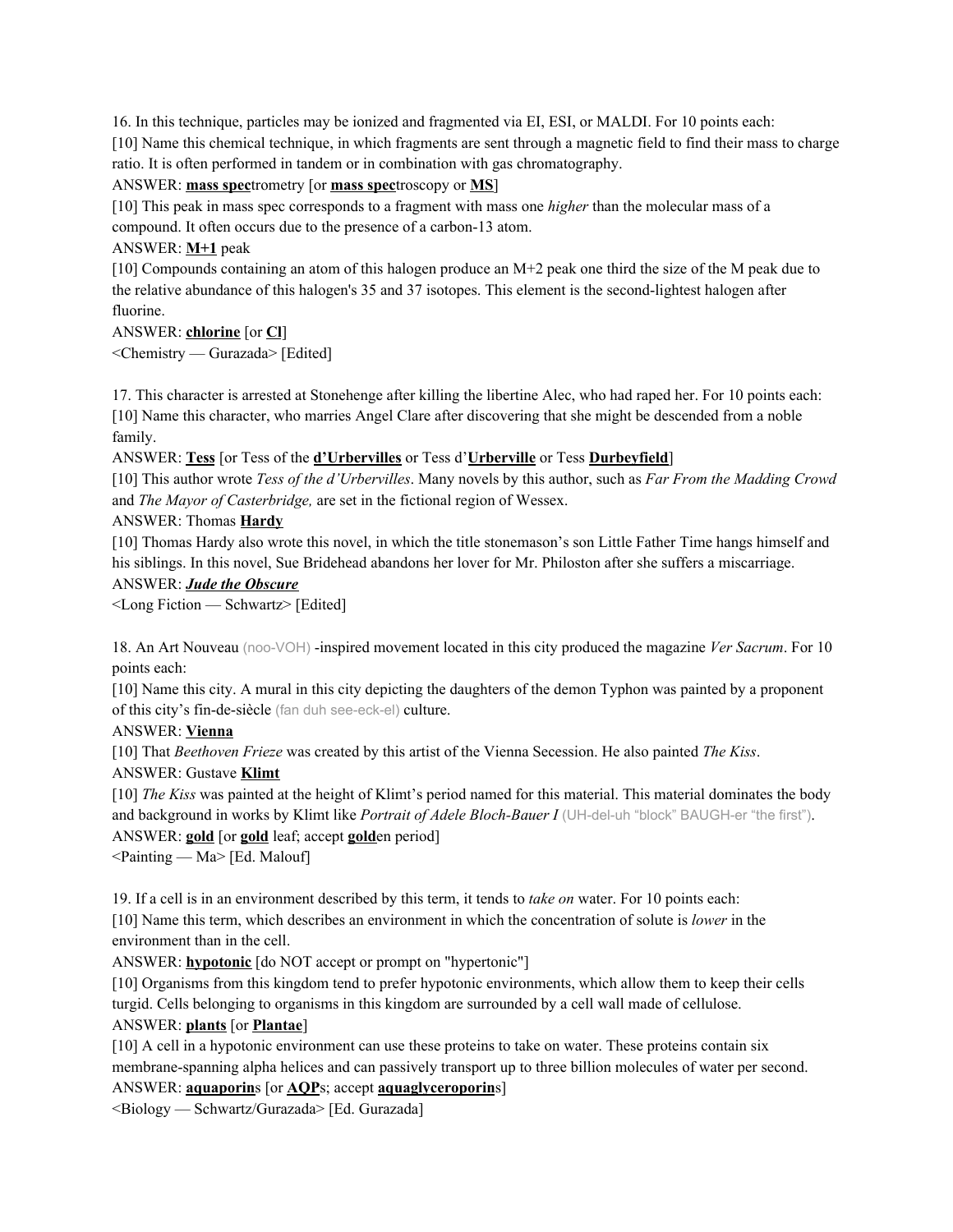16. In this technique, particles may be ionized and fragmented via EI, ESI, or MALDI. For 10 points each:

[10] Name this chemical technique, in which fragments are sent through a magnetic field to find their mass to charge ratio. It is often performed in tandem or in combination with gas chromatography.

ANSWER: **mass spec**trometry [or **mass spec**troscopy or **MS**]

[10] This peak in mass spec corresponds to a fragment with mass one *higher* than the molecular mass of a compound. It often occurs due to the presence of a carbon-13 atom.

ANSWER: **M+1** peak

[10] Compounds containing an atom of this halogen produce an M+2 peak one third the size of the M peak due to the relative abundance of this halogen's 35 and 37 isotopes. This element is the second-lightest halogen after fluorine.

ANSWER: **chlorine** [or **Cl**]

<Chemistry — Gurazada> [Edited]

17. This character is arrested at Stonehenge after killing the libertine Alec, who had raped her. For 10 points each:

[10] Name this character, who marries Angel Clare after discovering that she might be descended from a noble family.

ANSWER: **Tess** [or Tess of the **d'Urbervilles** or Tess d'**Urberville** or Tess **Durbeyfield**]

[10] This author wrote *Tess of the d'Urbervilles*. Many novels by this author, such as *Far From the Madding Crowd* and *The Mayor of Casterbridge,* are set in the fictional region of Wessex.

ANSWER: Thomas **Hardy**

[10] Thomas Hardy also wrote this novel, in which the title stonemason's son Little Father Time hangs himself and his siblings. In this novel, Sue Bridehead abandons her lover for Mr. Philoston after she suffers a miscarriage.

ANSWER: ***Jude the Obscure***

<Long Fiction — Schwartz> [Edited]

18. An Art Nouveau (noo-VOH) -inspired movement located in this city produced the magazine *Ver Sacrum*. For 10 points each:

[10] Name this city. A mural in this city depicting the daughters of the demon Typhon was painted by a proponent of this city's fin-de-siècle (fan duh see-eck-el) culture.

ANSWER: **Vienna**

[10] That *Beethoven Frieze* was created by this artist of the Vienna Secession. He also painted *The Kiss*.

ANSWER: Gustave **Klimt**

[10] *The Kiss* was painted at the height of Klimt's period named for this material. This material dominates the body and background in works by Klimt like *Portrait of Adele Bloch-Bauer I* (UH-del-uh "block" BAUGH-er "the first").

ANSWER: **gold** [or **gold** leaf; accept **gold**en period]

<Painting — Ma> [Ed. Malouf]

19. If a cell is in an environment described by this term, it tends to *take on* water. For 10 points each:

[10] Name this term, which describes an environment in which the concentration of solute is *lower* in the environment than in the cell.

ANSWER: **hypotonic** [do NOT accept or prompt on "hypertonic"]

[10] Organisms from this kingdom tend to prefer hypotonic environments, which allow them to keep their cells turgid. Cells belonging to organisms in this kingdom are surrounded by a cell wall made of cellulose.

ANSWER: **plants** [or **Plantae**]

[10] A cell in a hypotonic environment can use these proteins to take on water. These proteins contain six membrane-spanning alpha helices and can passively transport up to three billion molecules of water per second.

ANSWER: **aquaporin**s [or **AQP**s; accept **aquaglyceroporin**s]

<Biology — Schwartz/Gurazada> [Ed. Gurazada]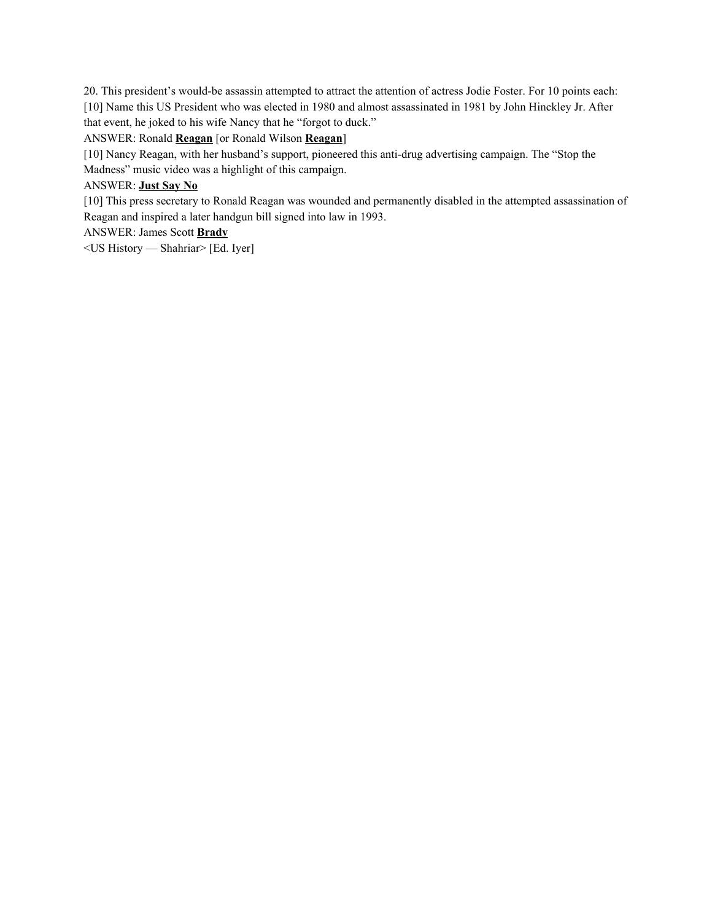20. This president's would-be assassin attempted to attract the attention of actress Jodie Foster. For 10 points each:
[10] Name this US President who was elected in 1980 and almost assassinated in 1981 by John Hinckley Jr. After that event, he joked to his wife Nancy that he "forgot to duck."

ANSWER: Ronald **Reagan** [or Ronald Wilson **Reagan**]

[10] Nancy Reagan, with her husband's support, pioneered this anti-drug advertising campaign. The "Stop the Madness" music video was a highlight of this campaign.

ANSWER: **Just Say No**

[10] This press secretary to Ronald Reagan was wounded and permanently disabled in the attempted assassination of Reagan and inspired a later handgun bill signed into law in 1993.

ANSWER: James Scott **Brady**

<US History — Shahriar> [Ed. Iyer]